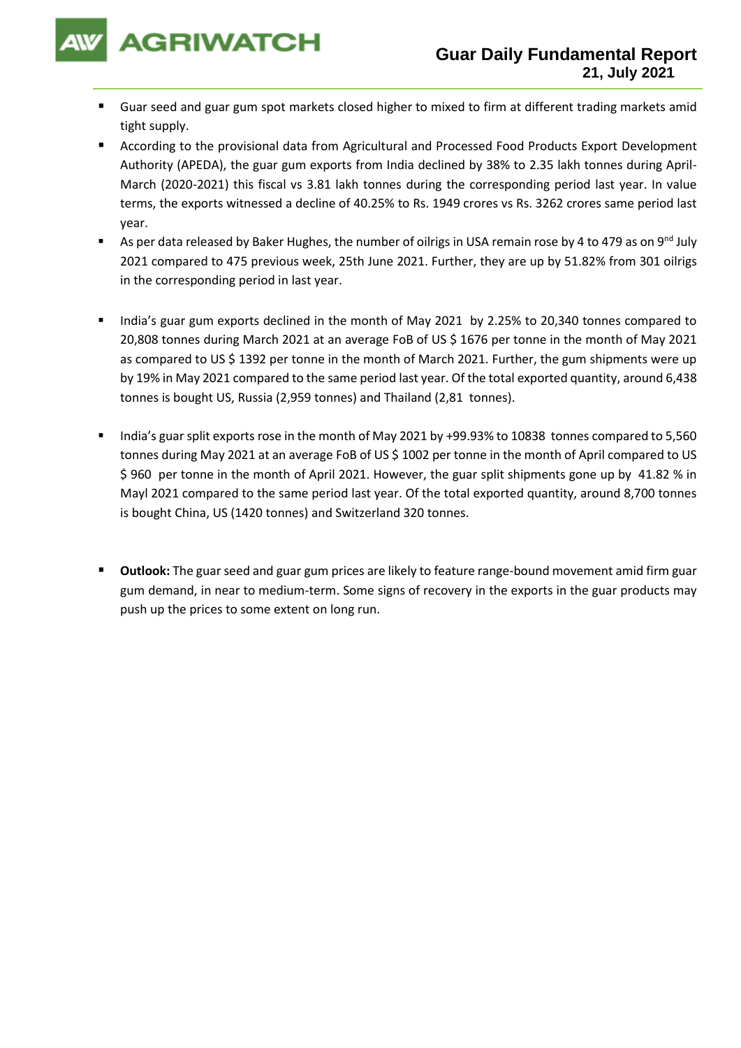# Guar Daily Fundamental Report
**21, July 2021**

- Guar seed and guar gum spot markets closed higher to mixed to firm at different trading markets amid tight supply.
- According to the provisional data from Agricultural and Processed Food Products Export Development Authority (APEDA), the guar gum exports from India declined by 38% to 2.35 lakh tonnes during April-March (2020-2021) this fiscal vs 3.81 lakh tonnes during the corresponding period last year. In value terms, the exports witnessed a decline of 40.25% to Rs. 1949 crores vs Rs. 3262 crores same period last year.
- As per data released by Baker Hughes, the number of oilrigs in USA remain rose by 4 to 479 as on 9nd July 2021 compared to 475 previous week, 25th June 2021. Further, they are up by 51.82% from 301 oilrigs in the corresponding period in last year.
- India's guar gum exports declined in the month of May 2021 by 2.25% to 20,340 tonnes compared to 20,808 tonnes during March 2021 at an average FoB of US $ 1676 per tonne in the month of May 2021 as compared to US $ 1392 per tonne in the month of March 2021. Further, the gum shipments were up by 19% in May 2021 compared to the same period last year. Of the total exported quantity, around 6,438 tonnes is bought US, Russia (2,959 tonnes) and Thailand (2,81 tonnes).
- India's guar split exports rose in the month of May 2021 by +99.93% to 10838 tonnes compared to 5,560 tonnes during May 2021 at an average FoB of US $ 1002 per tonne in the month of April compared to US $ 960 per tonne in the month of April 2021. However, the guar split shipments gone up by 41.82 % in Mayl 2021 compared to the same period last year. Of the total exported quantity, around 8,700 tonnes is bought China, US (1420 tonnes) and Switzerland 320 tonnes.
- **Outlook:** The guar seed and guar gum prices are likely to feature range-bound movement amid firm guar gum demand, in near to medium-term. Some signs of recovery in the exports in the guar products may push up the prices to some extent on long run.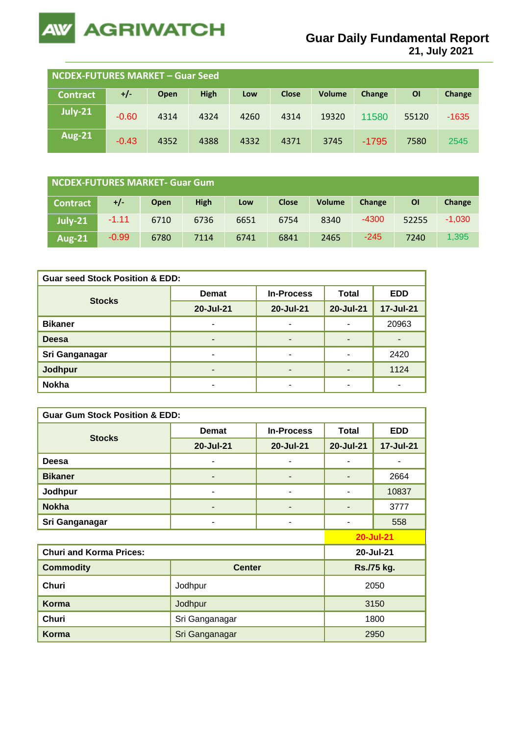# Guar Daily Fundamental Report
21, July 2021

## NCDEX-FUTURES MARKET – Guar Seed

| Contract | +/- | Open | High | Low | Close | Volume | Change | OI | Change |
|---|---|---|---|---|---|---|---|---|---|
| July-21 | -0.60 | 4314 | 4324 | 4260 | 4314 | 19320 | 11580 | 55120 | -1635 |
| Aug-21 | -0.43 | 4352 | 4388 | 4332 | 4371 | 3745 | -1795 | 7580 | 2545 |

## NCDEX-FUTURES MARKET- Guar Gum

| Contract | +/- | Open | High | Low | Close | Volume | Change | OI | Change |
|---|---|---|---|---|---|---|---|---|---|
| July-21 | -1.11 | 6710 | 6736 | 6651 | 6754 | 8340 | -4300 | 52255 | -1,030 |
| Aug-21 | -0.99 | 6780 | 7114 | 6741 | 6841 | 2465 | -245 | 7240 | 1,395 |

**Guar seed Stock Position & EDD:**

| Stocks | Demat | In-Process | Total | EDD |
|---|---|---|---|---|
| | 20-Jul-21 | 20-Jul-21 | 20-Jul-21 | 17-Jul-21 |
| Bikaner | - | - | - | 20963 |
| Deesa | - | - | - | - |
| Sri Ganganagar | - | - | - | 2420 |
| Jodhpur | - | - | - | 1124 |
| Nokha | - | - | - | - |

**Guar Gum Stock Position & EDD:**

| Stocks | Demat | In-Process | Total | EDD |
|---|---|---|---|---|
| | 20-Jul-21 | 20-Jul-21 | 20-Jul-21 | 17-Jul-21 |
| Deesa | - | - | - | - |
| Bikaner | - | - | - | 2664 |
| Jodhpur | - | - | - | 10837 |
| Nokha | - | - | - | 3777 |
| Sri Ganganagar | - | - | - | 558 |

**Churi and Korma Prices:** 20-Jul-21

| Commodity | Center | Rs./75 kg. |
|---|---|---|
| Churi | Jodhpur | 2050 |
| Korma | Jodhpur | 3150 |
| Churi | Sri Ganganagar | 1800 |
| Korma | Sri Ganganagar | 2950 |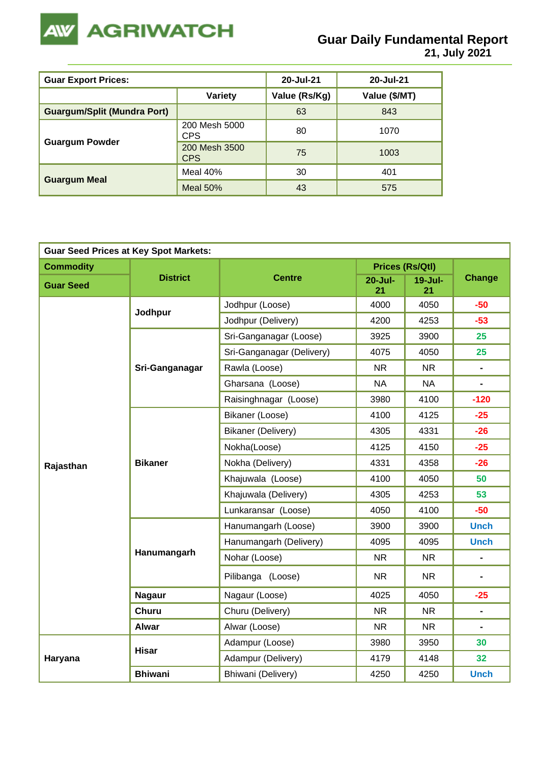# Guar Daily Fundamental Report
**21, July 2021**

| Guar Export Prices: | | 20-Jul-21 | 20-Jul-21 |
|---|---|---|---|
| | Variety | Value (Rs/Kg) | Value ($/MT) |
| Guargum/Split (Mundra Port) | | 63 | 843 |
| Guargum Powder | 200 Mesh 5000 CPS | 80 | 1070 |
| | 200 Mesh 3500 CPS | 75 | 1003 |
| Guargum Meal | Meal 40% | 30 | 401 |
| | Meal 50% | 43 | 575 |

| Guar Seed Prices at Key Spot Markets: | | | | | |
|---|---|---|---|---|---|
| Commodity | District | Centre | Prices (Rs/Qtl) | | Change |
| Guar Seed | | | 20-Jul-21 | 19-Jul-21 | |
| Rajasthan | Jodhpur | Jodhpur (Loose) | 4000 | 4050 | -50 |
| | | Jodhpur (Delivery) | 4200 | 4253 | -53 |
| | Sri-Ganganagar | Sri-Ganganagar (Loose) | 3925 | 3900 | 25 |
| | | Sri-Ganganagar (Delivery) | 4075 | 4050 | 25 |
| | | Rawla (Loose) | NR | NR | - |
| | | Gharsana (Loose) | NA | NA | - |
| | | Raisinghnagar (Loose) | 3980 | 4100 | -120 |
| | Bikaner | Bikaner (Loose) | 4100 | 4125 | -25 |
| | | Bikaner (Delivery) | 4305 | 4331 | -26 |
| | | Nokha(Loose) | 4125 | 4150 | -25 |
| | | Nokha (Delivery) | 4331 | 4358 | -26 |
| | | Khajuwala (Loose) | 4100 | 4050 | 50 |
| | | Khajuwala (Delivery) | 4305 | 4253 | 53 |
| | | Lunkaransar (Loose) | 4050 | 4100 | -50 |
| | Hanumangarh | Hanumangarh (Loose) | 3900 | 3900 | Unch |
| | | Hanumangarh (Delivery) | 4095 | 4095 | Unch |
| | | Nohar (Loose) | NR | NR | - |
| | | Pilibanga (Loose) | NR | NR | - |
| | Nagaur | Nagaur (Loose) | 4025 | 4050 | -25 |
| | Churu | Churu (Delivery) | NR | NR | - |
| | Alwar | Alwar (Loose) | NR | NR | - |
| Haryana | Hisar | Adampur (Loose) | 3980 | 3950 | 30 |
| | | Adampur (Delivery) | 4179 | 4148 | 32 |
| | Bhiwani | Bhiwani (Delivery) | 4250 | 4250 | Unch |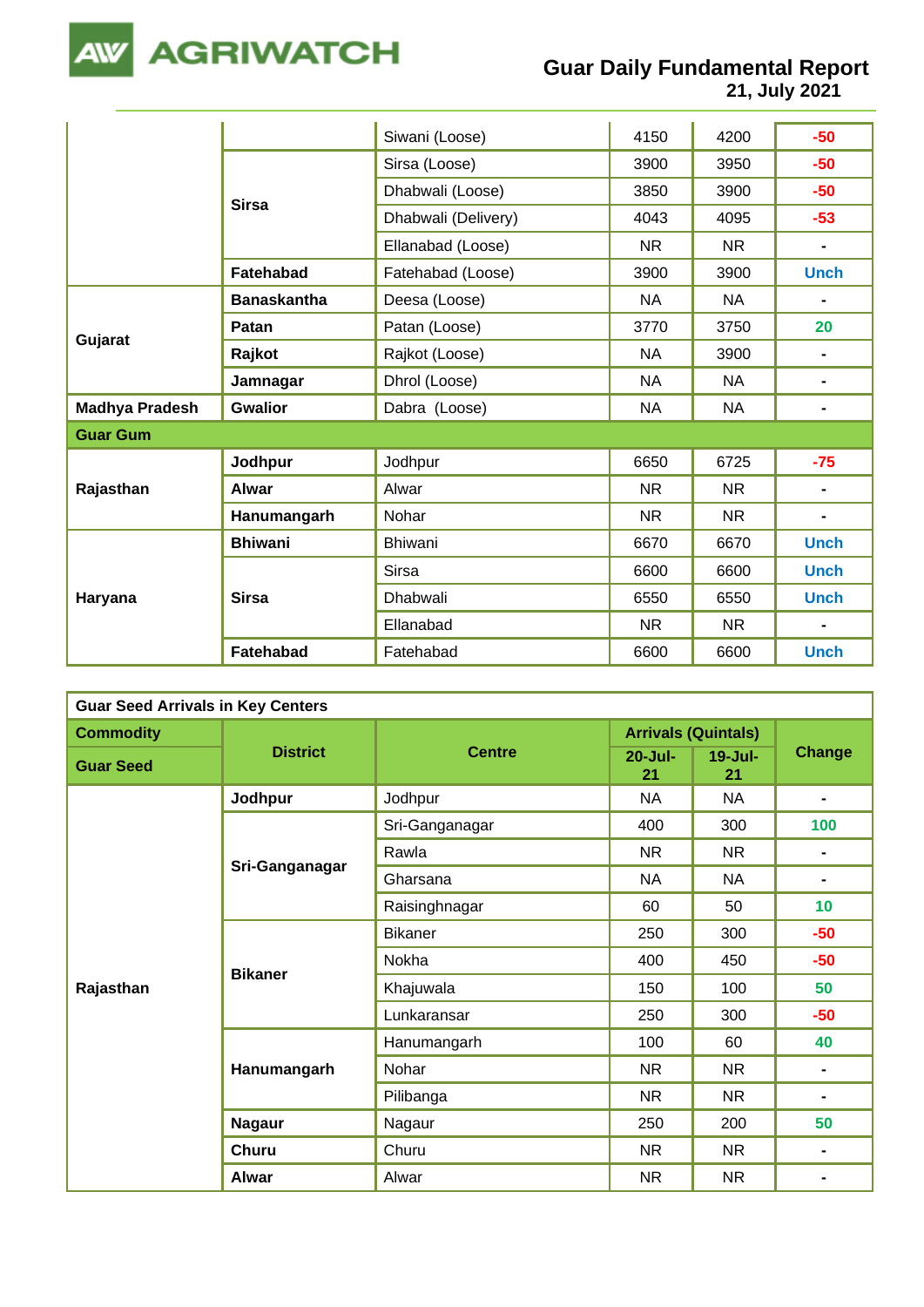| | | | | | |
|---|---|---|---|---|---|
| | | Siwani (Loose) | 4150 | 4200 | -50 |
| | Sirsa | Sirsa (Loose) | 3900 | 3950 | -50 |
| | | Dhabwali (Loose) | 3850 | 3900 | -50 |
| | | Dhabwali (Delivery) | 4043 | 4095 | -53 |
| | | Ellanabad (Loose) | NR | NR | - |
| | Fatehabad | Fatehabad (Loose) | 3900 | 3900 | Unch |
| Gujarat | Banaskantha | Deesa (Loose) | NA | NA | - |
| | Patan | Patan (Loose) | 3770 | 3750 | 20 |
| | Rajkot | Rajkot (Loose) | NA | 3900 | - |
| | Jamnagar | Dhrol (Loose) | NA | NA | - |
| Madhya Pradesh | Gwalior | Dabra (Loose) | NA | NA | - |
| **Guar Gum** | | | | | |
| Rajasthan | Jodhpur | Jodhpur | 6650 | 6725 | -75 |
| | Alwar | Alwar | NR | NR | - |
| | Hanumangarh | Nohar | NR | NR | - |
| Haryana | Bhiwani | Bhiwani | 6670 | 6670 | Unch |
| | Sirsa | Sirsa | 6600 | 6600 | Unch |
| | | Dhabwali | 6550 | 6550 | Unch |
| | | Ellanabad | NR | NR | - |
| | Fatehabad | Fatehabad | 6600 | 6600 | Unch |

**Guar Seed Arrivals in Key Centers**

| Commodity | District | Centre | Arrivals (Quintals) | | Change |
|---|---|---|---|---|---|
| Guar Seed | | | 20-Jul-21 | 19-Jul-21 | |
| Rajasthan | Jodhpur | Jodhpur | NA | NA | - |
| | Sri-Ganganagar | Sri-Ganganagar | 400 | 300 | 100 |
| | | Rawla | NR | NR | - |
| | | Gharsana | NA | NA | - |
| | | Raisinghnagar | 60 | 50 | 10 |
| | Bikaner | Bikaner | 250 | 300 | -50 |
| | | Nokha | 400 | 450 | -50 |
| | | Khajuwala | 150 | 100 | 50 |
| | | Lunkaransar | 250 | 300 | -50 |
| | Hanumangarh | Hanumangarh | 100 | 60 | 40 |
| | | Nohar | NR | NR | - |
| | | Pilibanga | NR | NR | - |
| | Nagaur | Nagaur | 250 | 200 | 50 |
| | Churu | Churu | NR | NR | - |
| | Alwar | Alwar | NR | NR | - |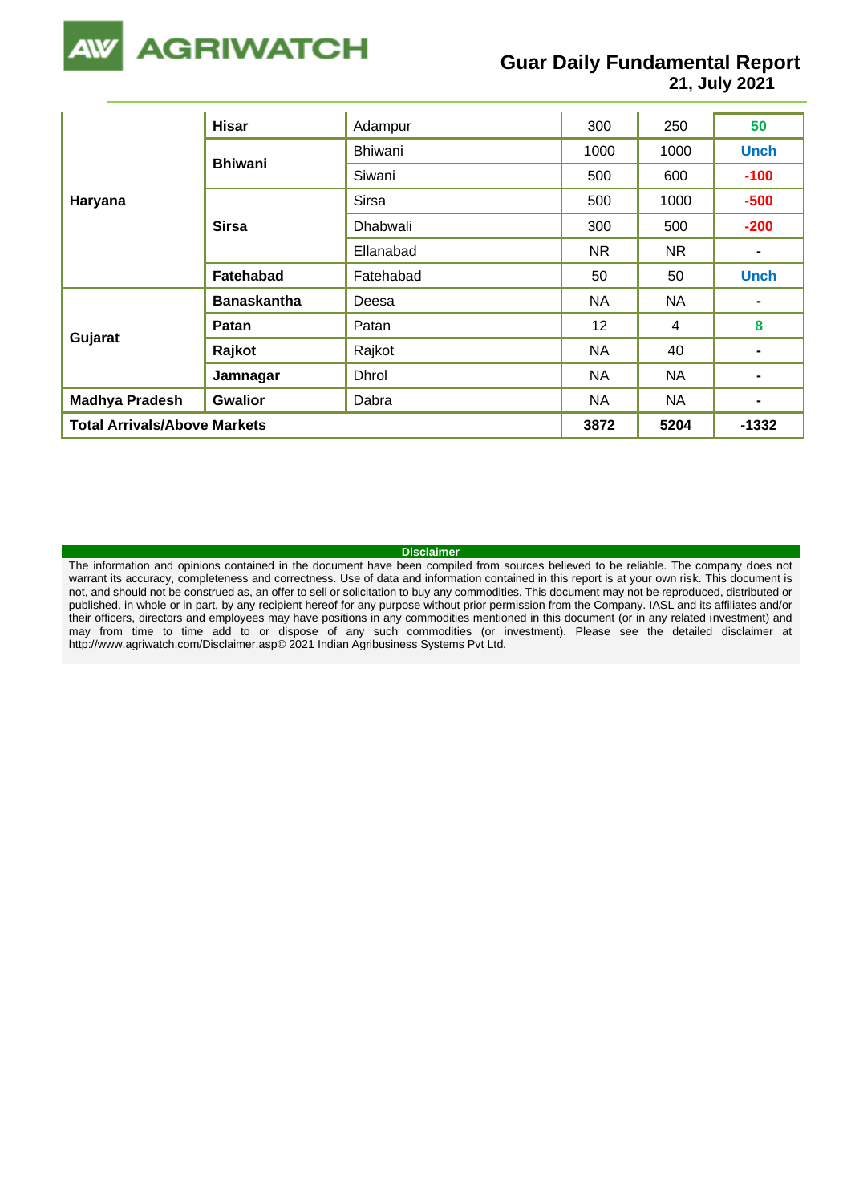| | | | | | |
|---|---|---|---|---|---|
| Haryana | Hisar | Adampur | 300 | 250 | 50 |
| | Bhiwani | Bhiwani | 1000 | 1000 | Unch |
| | | Siwani | 500 | 600 | -100 |
| | Sirsa | Sirsa | 500 | 1000 | -500 |
| | | Dhabwali | 300 | 500 | -200 |
| | | Ellanabad | NR | NR | - |
| | Fatehabad | Fatehabad | 50 | 50 | Unch |
| Gujarat | Banaskantha | Deesa | NA | NA | - |
| | Patan | Patan | 12 | 4 | 8 |
| | Rajkot | Rajkot | NA | 40 | - |
| | Jamnagar | Dhrol | NA | NA | - |
| Madhya Pradesh | Gwalior | Dabra | NA | NA | - |
| **Total Arrivals/Above Markets** | | | **3872** | **5204** | **-1332** |

**Disclaimer**

The information and opinions contained in the document have been compiled from sources believed to be reliable. The company does not warrant its accuracy, completeness and correctness. Use of data and information contained in this report is at your own risk. This document is not, and should not be construed as, an offer to sell or solicitation to buy any commodities. This document may not be reproduced, distributed or published, in whole or in part, by any recipient hereof for any purpose without prior permission from the Company. IASL and its affiliates and/or their officers, directors and employees may have positions in any commodities mentioned in this document (or in any related investment) and may from time to time add to or dispose of any such commodities (or investment). Please see the detailed disclaimer at http://www.agriwatch.com/Disclaimer.asp© 2021 Indian Agribusiness Systems Pvt Ltd.